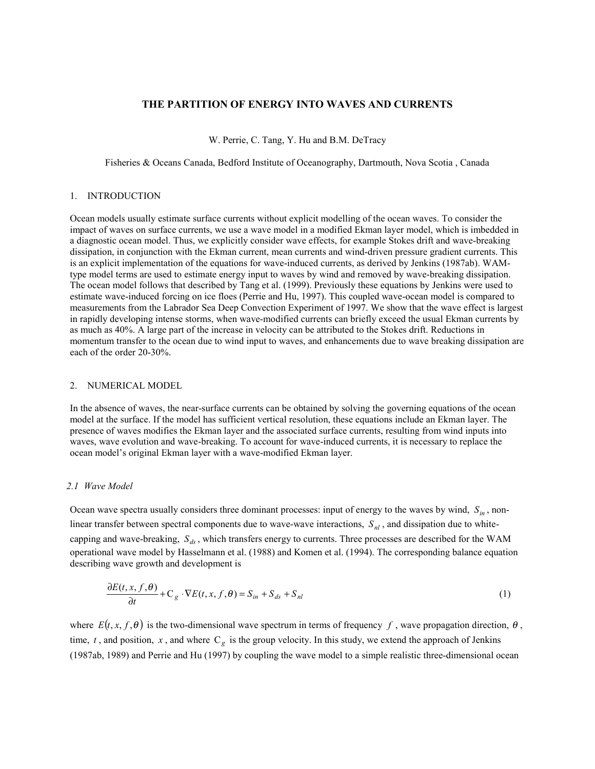# THE PARTITION OF ENERGY INTO WAVES AND CURRENTS

W. Perrie, C. Tang, Y. Hu and B.M. DeTracy

Fisheries & Oceans Canada, Bedford Institute of Oceanography, Dartmouth, Nova Scotia , Canada

## 1. INTRODUCTION

Ocean models usually estimate surface currents without explicit modelling of the ocean waves. To consider the impact of waves on surface currents, we use a wave model in a modified Ekman layer model, which is imbedded in a diagnostic ocean model. Thus, we explicitly consider wave effects, for example Stokes drift and wave-breaking dissipation, in conjunction with the Ekman current, mean currents and wind-driven pressure gradient currents. This is an explicit implementation of the equations for wave-induced currents, as derived by Jenkins (1987ab). WAM-type model terms are used to estimate energy input to waves by wind and removed by wave-breaking dissipation. The ocean model follows that described by Tang et al. (1999). Previously these equations by Jenkins were used to estimate wave-induced forcing on ice floes (Perrie and Hu, 1997). This coupled wave-ocean model is compared to measurements from the Labrador Sea Deep Convection Experiment of 1997. We show that the wave effect is largest in rapidly developing intense storms, when wave-modified currents can briefly exceed the usual Ekman currents by as much as 40%. A large part of the increase in velocity can be attributed to the Stokes drift. Reductions in momentum transfer to the ocean due to wind input to waves, and enhancements due to wave breaking dissipation are each of the order 20-30%.

## 2. NUMERICAL MODEL

In the absence of waves, the near-surface currents can be obtained by solving the governing equations of the ocean model at the surface. If the model has sufficient vertical resolution, these equations include an Ekman layer. The presence of waves modifies the Ekman layer and the associated surface currents, resulting from wind inputs into waves, wave evolution and wave-breaking. To account for wave-induced currents, it is necessary to replace the ocean model's original Ekman layer with a wave-modified Ekman layer.

### *2.1 Wave Model*

Ocean wave spectra usually considers three dominant processes: input of energy to the waves by wind, $S_{in}$, non-linear transfer between spectral components due to wave-wave interactions, $S_{nl}$, and dissipation due to white-capping and wave-breaking, $S_{ds}$, which transfers energy to currents. Three processes are described for the WAM operational wave model by Hasselmann et al. (1988) and Komen et al. (1994). The corresponding balance equation describing wave growth and development is

$$\frac{\partial E(t,x,f,\theta)}{\partial t} + C_g \cdot \nabla E(t,x,f,\theta) = S_{in} + S_{ds} + S_{nl} \tag{1}$$

where $E(t,x,f,\theta)$ is the two-dimensional wave spectrum in terms of frequency $f$, wave propagation direction, $\theta$, time, $t$, and position, $x$, and where $C_g$ is the group velocity. In this study, we extend the approach of Jenkins (1987ab, 1989) and Perrie and Hu (1997) by coupling the wave model to a simple realistic three-dimensional ocean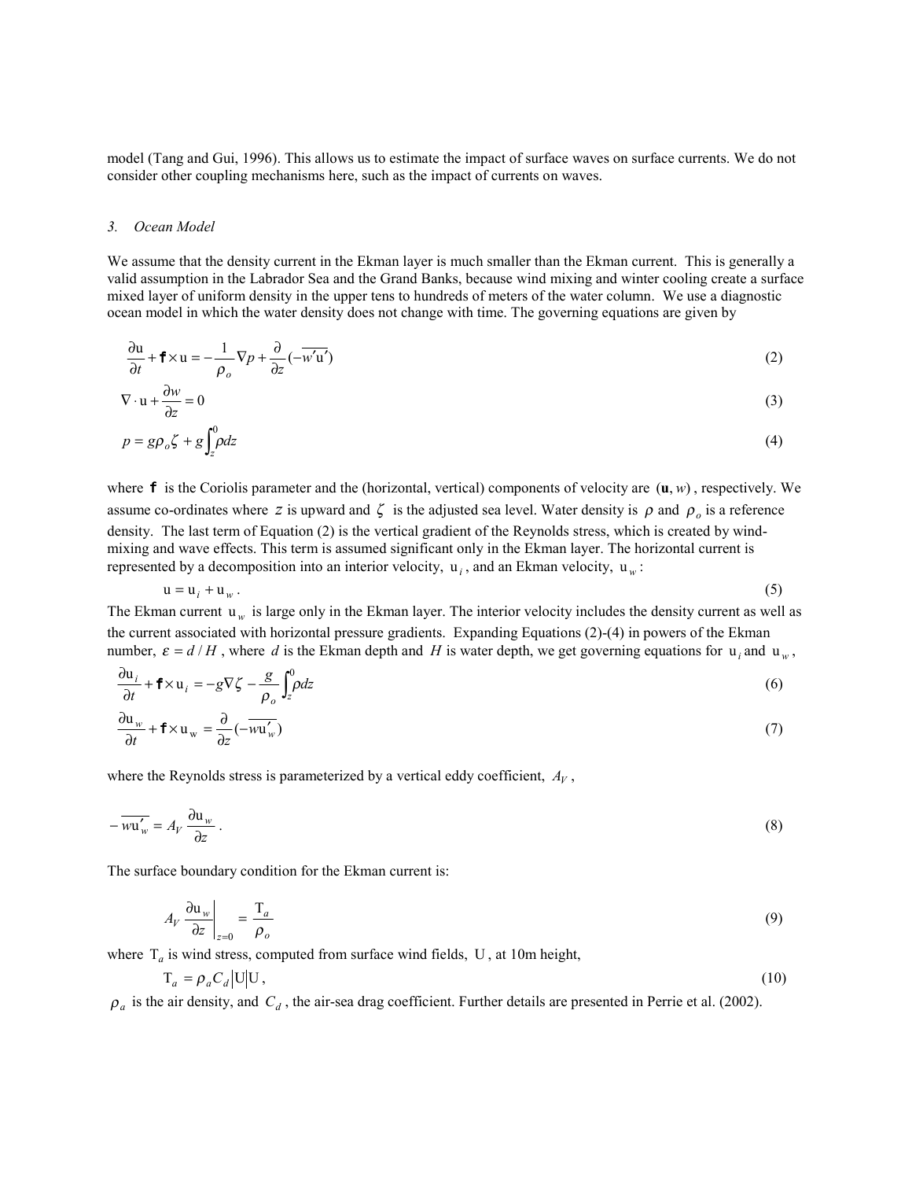model (Tang and Gui, 1996). This allows us to estimate the impact of surface waves on surface currents. We do not consider other coupling mechanisms here, such as the impact of currents on waves.

### *3. Ocean Model*

We assume that the density current in the Ekman layer is much smaller than the Ekman current. This is generally a valid assumption in the Labrador Sea and the Grand Banks, because wind mixing and winter cooling create a surface mixed layer of uniform density in the upper tens to hundreds of meters of the water column. We use a diagnostic ocean model in which the water density does not change with time. The governing equations are given by

$$\frac{\partial \mathrm{u}}{\partial t} + \mathbf{f} \times \mathrm{u} = -\frac{1}{\rho_o}\nabla p + \frac{\partial}{\partial z}(-\overline{w'\mathrm{u}'}) \tag{2}$$

$$\nabla \cdot \mathrm{u} + \frac{\partial w}{\partial z} = 0 \tag{3}$$

$$p = g\rho_o \zeta + g\int_z^0 \rho dz \tag{4}$$

where $\mathbf{f}$ is the Coriolis parameter and the (horizontal, vertical) components of velocity are $(\mathbf{u}, w)$, respectively. We assume co-ordinates where $z$ is upward and $\zeta$ is the adjusted sea level. Water density is $\rho$ and $\rho_o$ is a reference density. The last term of Equation (2) is the vertical gradient of the Reynolds stress, which is created by wind-mixing and wave effects. This term is assumed significant only in the Ekman layer. The horizontal current is represented by a decomposition into an interior velocity, $\mathrm{u}_i$, and an Ekman velocity, $\mathrm{u}_w$:

$$\mathrm{u} = \mathrm{u}_i + \mathrm{u}_w . \tag{5}$$

The Ekman current $\mathrm{u}_w$ is large only in the Ekman layer. The interior velocity includes the density current as well as the current associated with horizontal pressure gradients. Expanding Equations (2)-(4) in powers of the Ekman number, $\varepsilon = d/H$, where $d$ is the Ekman depth and $H$ is water depth, we get governing equations for $\mathrm{u}_i$ and $\mathrm{u}_w$,

$$\frac{\partial \mathrm{u}_i}{\partial t} + \mathbf{f} \times \mathrm{u}_i = -g\nabla\zeta - \frac{g}{\rho_o}\int_z^0 \rho dz \tag{6}$$

$$\frac{\partial \mathrm{u}_w}{\partial t} + \mathbf{f} \times \mathrm{u}_\mathrm{w} = \frac{\partial}{\partial z}(-\overline{w\mathrm{u}'_w}) \tag{7}$$

where the Reynolds stress is parameterized by a vertical eddy coefficient, $A_V$,

$$-\overline{w\mathrm{u}'_w} = A_V \frac{\partial \mathrm{u}_w}{\partial z} . \tag{8}$$

The surface boundary condition for the Ekman current is:

$$A_V \left.\frac{\partial \mathrm{u}_w}{\partial z}\right|_{z=0} = \frac{\mathrm{T}_a}{\rho_o} \tag{9}$$

where $\mathrm{T}_a$ is wind stress, computed from surface wind fields, $\mathrm{U}$, at 10m height,

$$\mathrm{T}_a = \rho_a C_d |\mathrm{U}|\mathrm{U} , \tag{10}$$

$\rho_a$ is the air density, and $C_d$, the air-sea drag coefficient. Further details are presented in Perrie et al. (2002).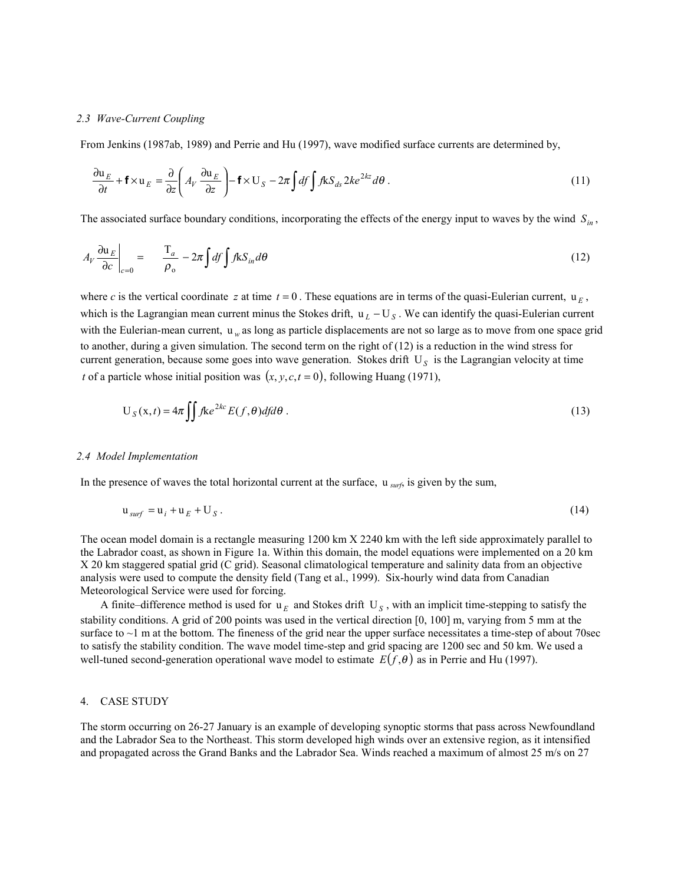### *2.3 Wave-Current Coupling*

From Jenkins (1987ab, 1989) and Perrie and Hu (1997), wave modified surface currents are determined by,

$$\frac{\partial \mathrm{u}_E}{\partial t} + \mathbf{f} \times \mathrm{u}_E = \frac{\partial}{\partial z}\left( A_V \frac{\partial \mathrm{u}_E}{\partial z} \right) - \mathbf{f} \times \mathrm{U}_S - 2\pi \int df \int f \mathrm{k} S_{ds} 2ke^{2kz} d\theta \; . \tag{11}$$

The associated surface boundary conditions, incorporating the effects of the energy input to waves by the wind $S_{in}$,

$$A_V \left. \frac{\partial \mathrm{u}_E}{\partial c} \right|_{c=0} = \frac{\mathrm{T}_a}{\rho_o} - 2\pi \int df \int f \mathrm{k} S_{in} d\theta \tag{12}$$

where *c* is the vertical coordinate $z$ at time $t = 0$. These equations are in terms of the quasi-Eulerian current, $\mathrm{u}_E$, which is the Lagrangian mean current minus the Stokes drift, $\mathrm{u}_L - \mathrm{U}_S$. We can identify the quasi-Eulerian current with the Eulerian-mean current, $\mathrm{u}_w$ as long as particle displacements are not so large as to move from one space grid to another, during a given simulation. The second term on the right of (12) is a reduction in the wind stress for current generation, because some goes into wave generation. Stokes drift $\mathrm{U}_S$ is the Lagrangian velocity at time $t$ of a particle whose initial position was $(x, y, c, t = 0)$, following Huang (1971),

$$\mathrm{U}_S(\mathrm{x}, t) = 4\pi \iint f \mathrm{k} e^{2kc} E(f, \theta) df d\theta \; . \tag{13}$$

### *2.4 Model Implementation*

In the presence of waves the total horizontal current at the surface, $\mathrm{u}_{surf}$, is given by the sum,

$$\mathrm{u}_{surf} = \mathrm{u}_i + \mathrm{u}_E + \mathrm{U}_S \; . \tag{14}$$

The ocean model domain is a rectangle measuring 1200 km X 2240 km with the left side approximately parallel to the Labrador coast, as shown in Figure 1a. Within this domain, the model equations were implemented on a 20 km X 20 km staggered spatial grid (C grid). Seasonal climatological temperature and salinity data from an objective analysis were used to compute the density field (Tang et al., 1999). Six-hourly wind data from Canadian Meteorological Service were used for forcing.

A finite–difference method is used for $\mathrm{u}_E$ and Stokes drift $\mathrm{U}_S$, with an implicit time-stepping to satisfy the stability conditions. A grid of 200 points was used in the vertical direction [0, 100] m, varying from 5 mm at the surface to ~1 m at the bottom. The fineness of the grid near the upper surface necessitates a time-step of about 70sec to satisfy the stability condition. The wave model time-step and grid spacing are 1200 sec and 50 km. We used a well-tuned second-generation operational wave model to estimate $E(f, \theta)$ as in Perrie and Hu (1997).

## 4. CASE STUDY

The storm occurring on 26-27 January is an example of developing synoptic storms that pass across Newfoundland and the Labrador Sea to the Northeast. This storm developed high winds over an extensive region, as it intensified and propagated across the Grand Banks and the Labrador Sea. Winds reached a maximum of almost 25 m/s on 27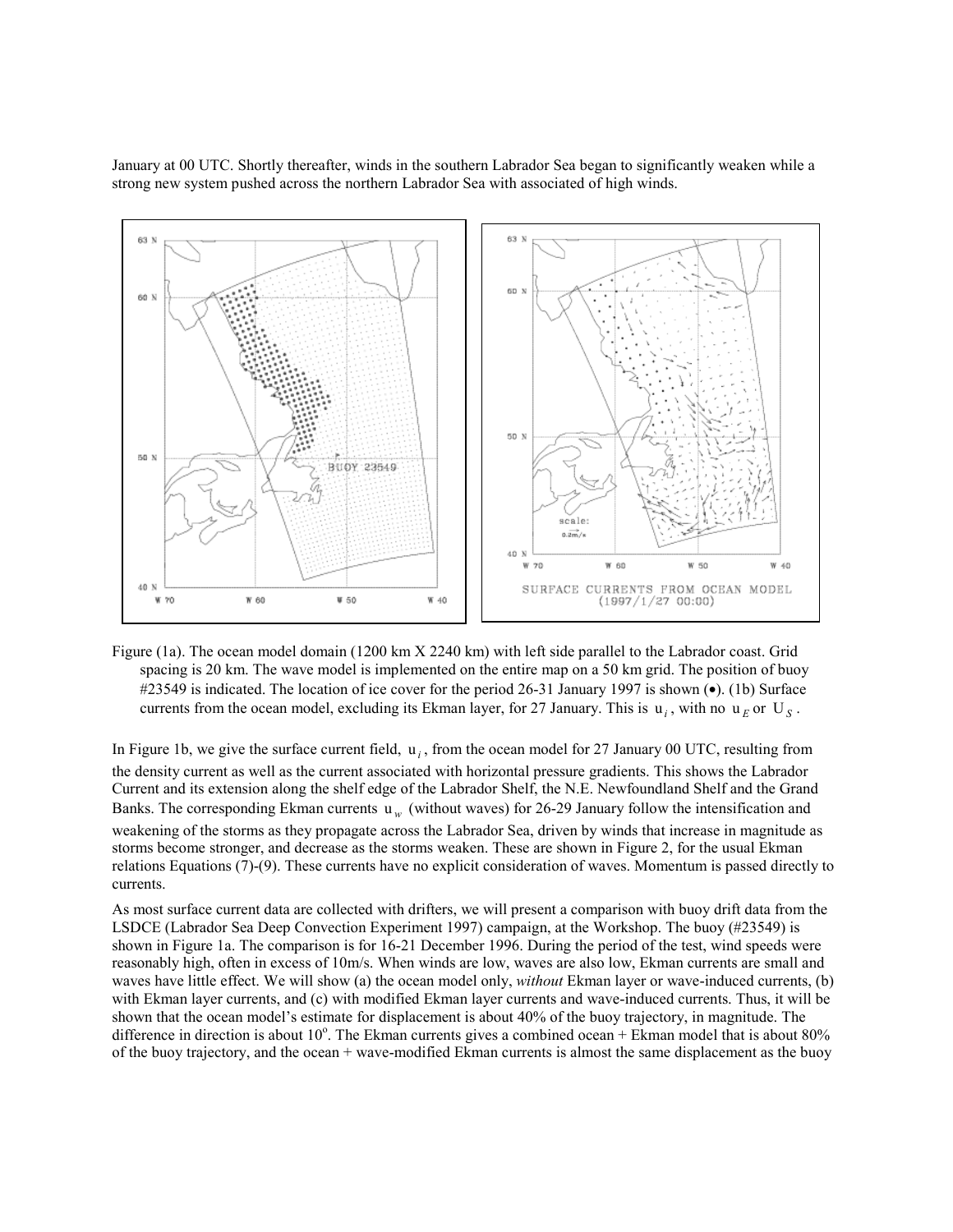January at 00 UTC. Shortly thereafter, winds in the southern Labrador Sea began to significantly weaken while a strong new system pushed across the northern Labrador Sea with associated of high winds.

Figure (1a). The ocean model domain (1200 km X 2240 km) with left side parallel to the Labrador coast. Grid spacing is 20 km. The wave model is implemented on the entire map on a 50 km grid. The position of buoy #23549 is indicated. The location of ice cover for the period 26-31 January 1997 is shown (•). (1b) Surface currents from the ocean model, excluding its Ekman layer, for 27 January. This is $u_i$, with no $u_E$ or $U_S$.

In Figure 1b, we give the surface current field, $u_i$, from the ocean model for 27 January 00 UTC, resulting from the density current as well as the current associated with horizontal pressure gradients. This shows the Labrador Current and its extension along the shelf edge of the Labrador Shelf, the N.E. Newfoundland Shelf and the Grand Banks. The corresponding Ekman currents $u_w$ (without waves) for 26-29 January follow the intensification and weakening of the storms as they propagate across the Labrador Sea, driven by winds that increase in magnitude as storms become stronger, and decrease as the storms weaken. These are shown in Figure 2, for the usual Ekman relations Equations (7)-(9). These currents have no explicit consideration of waves. Momentum is passed directly to currents.

As most surface current data are collected with drifters, we will present a comparison with buoy drift data from the LSDCE (Labrador Sea Deep Convection Experiment 1997) campaign, at the Workshop. The buoy (#23549) is shown in Figure 1a. The comparison is for 16-21 December 1996. During the period of the test, wind speeds were reasonably high, often in excess of 10m/s. When winds are low, waves are also low, Ekman currents are small and waves have little effect. We will show (a) the ocean model only, *without* Ekman layer or wave-induced currents, (b) with Ekman layer currents, and (c) with modified Ekman layer currents and wave-induced currents. Thus, it will be shown that the ocean model's estimate for displacement is about 40% of the buoy trajectory, in magnitude. The difference in direction is about $10^{\circ}$. The Ekman currents gives a combined ocean + Ekman model that is about 80% of the buoy trajectory, and the ocean + wave-modified Ekman currents is almost the same displacement as the buoy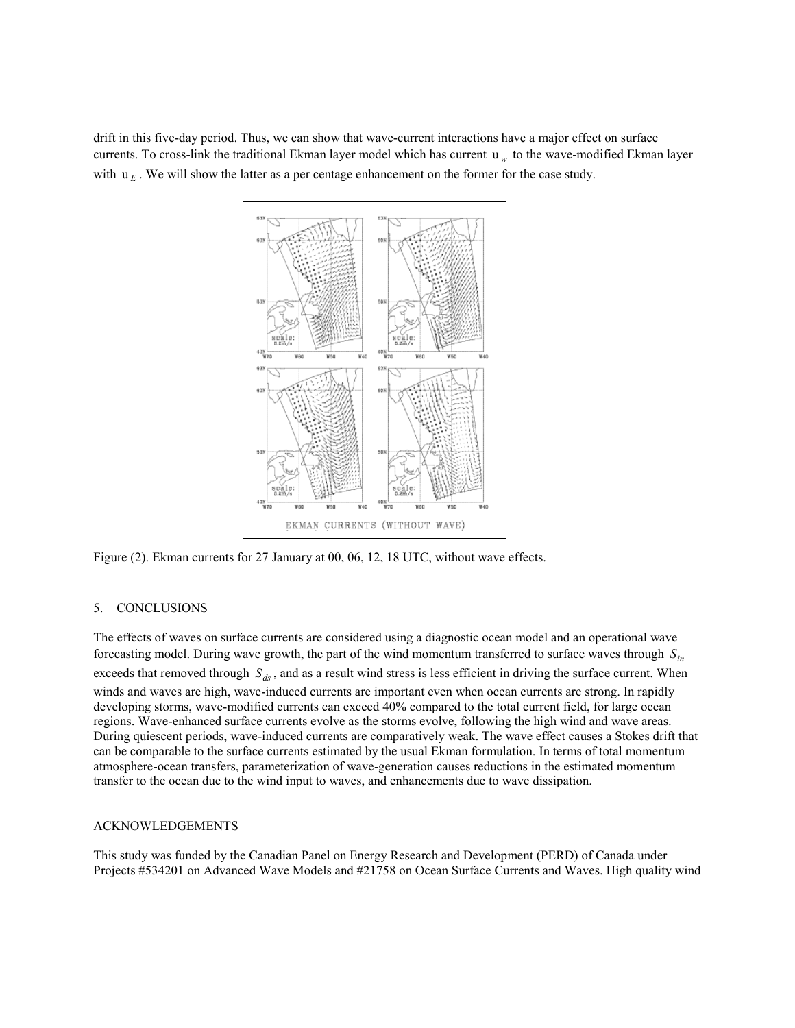drift in this five-day period. Thus, we can show that wave-current interactions have a major effect on surface currents. To cross-link the traditional Ekman layer model which has current $u_w$ to the wave-modified Ekman layer with $u_E$. We will show the latter as a per centage enhancement on the former for the case study.

Figure (2). Ekman currents for 27 January at 00, 06, 12, 18 UTC, without wave effects.

## 5. CONCLUSIONS

The effects of waves on surface currents are considered using a diagnostic ocean model and an operational wave forecasting model. During wave growth, the part of the wind momentum transferred to surface waves through $S_{in}$ exceeds that removed through $S_{ds}$, and as a result wind stress is less efficient in driving the surface current. When winds and waves are high, wave-induced currents are important even when ocean currents are strong. In rapidly developing storms, wave-modified currents can exceed 40% compared to the total current field, for large ocean regions. Wave-enhanced surface currents evolve as the storms evolve, following the high wind and wave areas. During quiescent periods, wave-induced currents are comparatively weak. The wave effect causes a Stokes drift that can be comparable to the surface currents estimated by the usual Ekman formulation. In terms of total momentum atmosphere-ocean transfers, parameterization of wave-generation causes reductions in the estimated momentum transfer to the ocean due to the wind input to waves, and enhancements due to wave dissipation.

## ACKNOWLEDGEMENTS

This study was funded by the Canadian Panel on Energy Research and Development (PERD) of Canada under Projects #534201 on Advanced Wave Models and #21758 on Ocean Surface Currents and Waves. High quality wind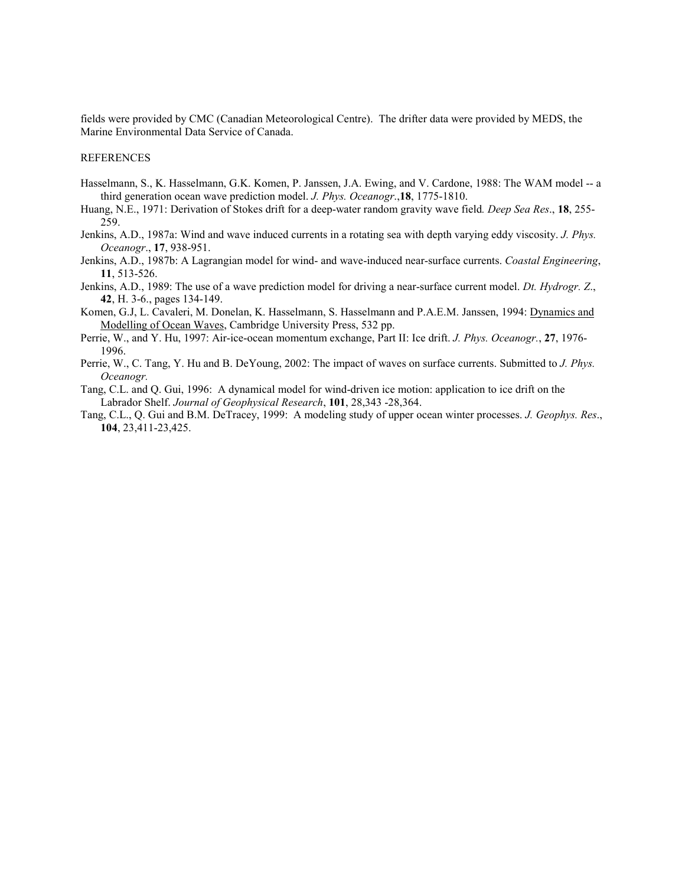fields were provided by CMC (Canadian Meteorological Centre). The drifter data were provided by MEDS, the Marine Environmental Data Service of Canada.

REFERENCES

Hasselmann, S., K. Hasselmann, G.K. Komen, P. Janssen, J.A. Ewing, and V. Cardone, 1988: The WAM model -- a third generation ocean wave prediction model. *J. Phys. Oceanogr*.,**18**, 1775-1810.

Huang, N.E., 1971: Derivation of Stokes drift for a deep-water random gravity wave field*. Deep Sea Res*., **18**, 255-259.

Jenkins, A.D., 1987a: Wind and wave induced currents in a rotating sea with depth varying eddy viscosity. *J. Phys. Oceanogr*., **17**, 938-951.

Jenkins, A.D., 1987b: A Lagrangian model for wind- and wave-induced near-surface currents. *Coastal Engineering*, **11**, 513-526.

Jenkins, A.D., 1989: The use of a wave prediction model for driving a near-surface current model. *Dt. Hydrogr. Z*., **42**, H. 3-6., pages 134-149.

Komen, G.J, L. Cavaleri, M. Donelan, K. Hasselmann, S. Hasselmann and P.A.E.M. Janssen, 1994: <u>Dynamics and Modelling of Ocean Waves</u>, Cambridge University Press, 532 pp.

Perrie, W., and Y. Hu, 1997: Air-ice-ocean momentum exchange, Part II: Ice drift. *J. Phys. Oceanogr.*, **27**, 1976-1996.

Perrie, W., C. Tang, Y. Hu and B. DeYoung, 2002: The impact of waves on surface currents. Submitted to *J. Phys. Oceanogr.*

Tang, C.L. and Q. Gui, 1996: A dynamical model for wind-driven ice motion: application to ice drift on the Labrador Shelf. *Journal of Geophysical Research*, **101**, 28,343 -28,364.

Tang, C.L., Q. Gui and B.M. DeTracey, 1999: A modeling study of upper ocean winter processes. *J. Geophys. Res*., **104**, 23,411-23,425.